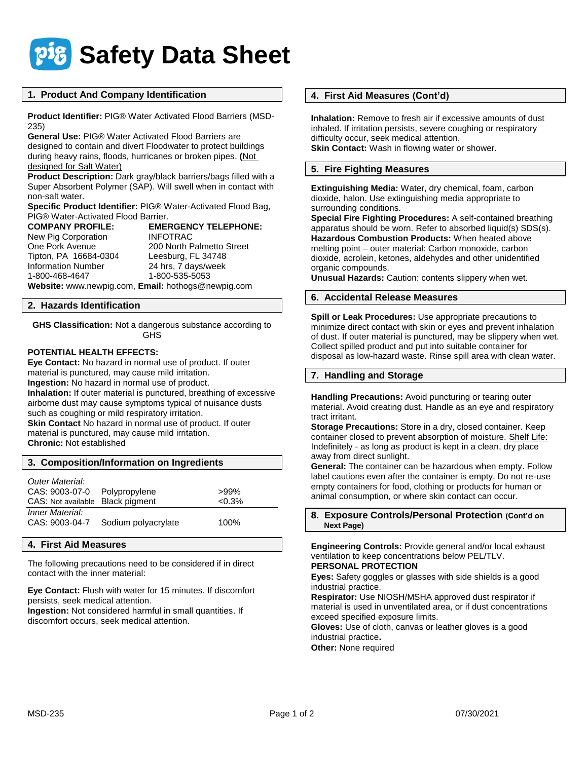# Safety Data Sheet

## 1. Product And Company Identification

**Product Identifier:** PIG® Water Activated Flood Barriers (MSD-235)
**General Use:** PIG® Water Activated Flood Barriers are designed to contain and divert Floodwater to protect buildings during heavy rains, floods, hurricanes or broken pipes. **(**Not designed for Salt Water)
**Product Description:** Dark gray/black barriers/bags filled with a Super Absorbent Polymer (SAP). Will swell when in contact with non-salt water.
**Specific Product Identifier:** PIG® Water-Activated Flood Bag, PIG® Water-Activated Flood Barrier.

| **COMPANY PROFILE:** | **EMERGENCY TELEPHONE:** |
|---|---|
| New Pig Corporation | INFOTRAC |
| One Pork Avenue | 200 North Palmetto Street |
| Tipton, PA 16684-0304 | Leesburg, FL 34748 |
| Information Number | 24 hrs, 7 days/week |
| 1-800-468-4647 | 1-800-535-5053 |

**Website:** www.newpig.com, **Email:** hothogs@newpig.com

## 2. Hazards Identification

**GHS Classification:** Not a dangerous substance according to GHS

**POTENTIAL HEALTH EFFECTS:**
**Eye Contact:** No hazard in normal use of product. If outer material is punctured, may cause mild irritation.
**Ingestion:** No hazard in normal use of product.
**Inhalation:** If outer material is punctured, breathing of excessive airborne dust may cause symptoms typical of nuisance dusts such as coughing or mild respiratory irritation.
**Skin Contact** No hazard in normal use of product. If outer material is punctured, may cause mild irritation.
**Chronic:** Not established

## 3. Composition/Information on Ingredients

| *Outer Material:* | | |
|---|---|---|
| CAS: 9003-07-0 | Polypropylene | >99% |
| CAS: Not available | Black pigment | <0.3% |
| *Inner Material:* | | |
| CAS: 9003-04-7 | Sodium polyacrylate | 100% |

## 4. First Aid Measures

The following precautions need to be considered if in direct contact with the inner material:

**Eye Contact:** Flush with water for 15 minutes. If discomfort persists, seek medical attention.
**Ingestion:** Not considered harmful in small quantities. If discomfort occurs, seek medical attention.

## 4. First Aid Measures (Cont'd)

**Inhalation:** Remove to fresh air if excessive amounts of dust inhaled. If irritation persists, severe coughing or respiratory difficulty occur, seek medical attention.
**Skin Contact:** Wash in flowing water or shower.

## 5. Fire Fighting Measures

**Extinguishing Media:** Water, dry chemical, foam, carbon dioxide, halon. Use extinguishing media appropriate to surrounding conditions.
**Special Fire Fighting Procedures:** A self-contained breathing apparatus should be worn. Refer to absorbed liquid(s) SDS(s).
**Hazardous Combustion Products:** When heated above melting point – outer material: Carbon monoxide, carbon dioxide, acrolein, ketones, aldehydes and other unidentified organic compounds.
**Unusual Hazards:** Caution: contents slippery when wet.

## 6. Accidental Release Measures

**Spill or Leak Procedures:** Use appropriate precautions to minimize direct contact with skin or eyes and prevent inhalation of dust. If outer material is punctured, may be slippery when wet. Collect spilled product and put into suitable container for disposal as low-hazard waste. Rinse spill area with clean water.

## 7. Handling and Storage

**Handling Precautions:** Avoid puncturing or tearing outer material. Avoid creating dust. Handle as an eye and respiratory tract irritant.
**Storage Precautions:** Store in a dry, closed container. Keep container closed to prevent absorption of moisture. Shelf Life: Indefinitely - as long as product is kept in a clean, dry place away from direct sunlight.
**General:** The container can be hazardous when empty. Follow label cautions even after the container is empty. Do not re-use empty containers for food, clothing or products for human or animal consumption, or where skin contact can occur.

## 8. Exposure Controls/Personal Protection (Cont'd on Next Page)

**Engineering Controls:** Provide general and/or local exhaust ventilation to keep concentrations below PEL/TLV.
**PERSONAL PROTECTION**
**Eyes:** Safety goggles or glasses with side shields is a good industrial practice.
**Respirator:** Use NIOSH/MSHA approved dust respirator if material is used in unventilated area, or if dust concentrations exceed specified exposure limits.
**Gloves:** Use of cloth, canvas or leather gloves is a good industrial practice**.**
**Other:** None required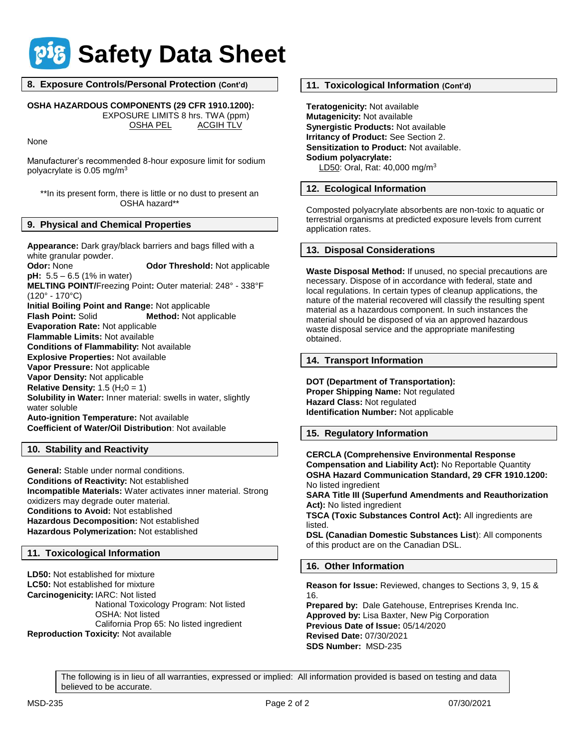# Safety Data Sheet

## 8. Exposure Controls/Personal Protection (Cont'd)

**OSHA HAZARDOUS COMPONENTS (29 CFR 1910.1200):**

EXPOSURE LIMITS 8 hrs. TWA (ppm)

| | OSHA PEL | ACGIH TLV |
|---|---|---|
| None | | |

Manufacturer's recommended 8-hour exposure limit for sodium polyacrylate is 0.05 $mg/m^3$

**In its present form, there is little or no dust to present an OSHA hazard**

## 9. Physical and Chemical Properties

**Appearance:** Dark gray/black barriers and bags filled with a white granular powder.
**Odor:** None **Odor Threshold:** Not applicable
**pH:** 5.5 – 6.5 (1% in water)
**MELTING POINT/**Freezing Point**:** Outer material: 248° - 338°F (120° - 170°C)
**Initial Boiling Point and Range:** Not applicable
**Flash Point:** Solid **Method:** Not applicable
**Evaporation Rate:** Not applicable
**Flammable Limits:** Not available
**Conditions of Flammability:** Not available
**Explosive Properties:** Not available
**Vapor Pressure:** Not applicable
**Vapor Density:** Not applicable
**Relative Density:** 1.5 ($H_2O$ = 1)
**Solubility in Water:** Inner material: swells in water, slightly water soluble
**Auto-ignition Temperature:** Not available
**Coefficient of Water/Oil Distribution**: Not available

## 10. Stability and Reactivity

**General:** Stable under normal conditions.
**Conditions of Reactivity:** Not established
**Incompatible Materials:** Water activates inner material. Strong oxidizers may degrade outer material.
**Conditions to Avoid:** Not established
**Hazardous Decomposition:** Not established
**Hazardous Polymerization:** Not established

## 11. Toxicological Information

**LD50:** Not established for mixture
**LC50:** Not established for mixture
**Carcinogenicity:** IARC: Not listed
National Toxicology Program: Not listed
OSHA: Not listed
California Prop 65: No listed ingredient
**Reproduction Toxicity:** Not available

## 11. Toxicological Information (Cont'd)

**Teratogenicity:** Not available
**Mutagenicity:** Not available
**Synergistic Products:** Not available
**Irritancy of Product:** See Section 2.
**Sensitization to Product:** Not available.
**Sodium polyacrylate:**
LD50: Oral, Rat: 40,000 $mg/m^3$

## 12. Ecological Information

Composted polyacrylate absorbents are non-toxic to aquatic or terrestrial organisms at predicted exposure levels from current application rates.

## 13. Disposal Considerations

**Waste Disposal Method:** If unused, no special precautions are necessary. Dispose of in accordance with federal, state and local regulations. In certain types of cleanup applications, the nature of the material recovered will classify the resulting spent material as a hazardous component. In such instances the material should be disposed of via an approved hazardous waste disposal service and the appropriate manifesting obtained.

## 14. Transport Information

**DOT (Department of Transportation):**
**Proper Shipping Name:** Not regulated
**Hazard Class:** Not regulated
**Identification Number:** Not applicable

## 15. Regulatory Information

**CERCLA (Comprehensive Environmental Response Compensation and Liability Act):** No Reportable Quantity
**OSHA Hazard Communication Standard, 29 CFR 1910.1200:** No listed ingredient
**SARA Title III (Superfund Amendments and Reauthorization Act):** No listed ingredient
**TSCA (Toxic Substances Control Act):** All ingredients are listed.
**DSL (Canadian Domestic Substances List**): All components of this product are on the Canadian DSL.

## 16. Other Information

**Reason for Issue:** Reviewed, changes to Sections 3, 9, 15 & 16.
**Prepared by:** Dale Gatehouse, Entreprises Krenda Inc.
**Approved by:** Lisa Baxter, New Pig Corporation
**Previous Date of Issue:** 05/14/2020
**Revised Date:** 07/30/2021
**SDS Number:** MSD-235

The following is in lieu of all warranties, expressed or implied: All information provided is based on testing and data believed to be accurate.